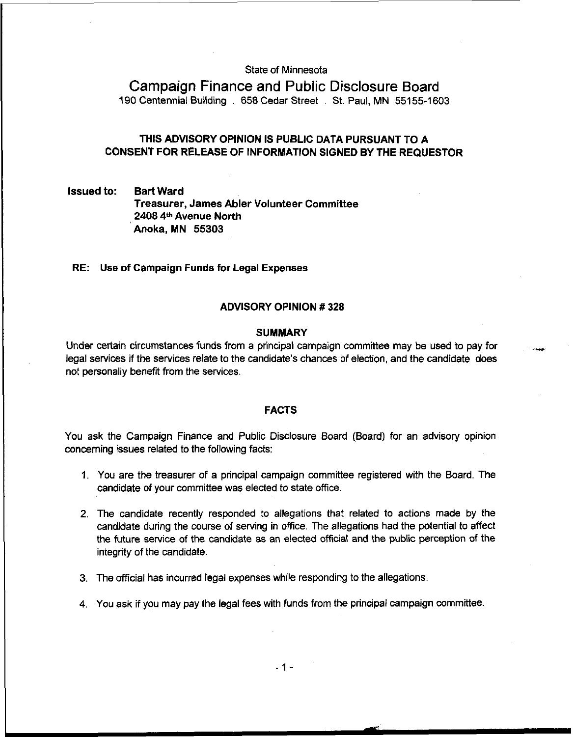State of Minnesota

# Campaign Finance and Public Disclosure Board

190 Centennial Building . 658 Cedar Street . St. Paul, MN 55155-1603

## THIS ADVISORY OPINION IS PUBLIC DATA PURSUANT TO A CONSENT FOR RELEASE OF INFORMATION SIGNED BY THE REQUESTOR

**Issued to:** **Bart Ward**
**Treasurer, James Abler Volunteer Committee**
**2408 4th Avenue North**
**Anoka, MN 55303**

**RE: Use of Campaign Funds for Legal Expenses**

## ADVISORY OPINION # 328

### SUMMARY

Under certain circumstances funds from a principal campaign committee may be used to pay for legal services if the services relate to the candidate's chances of election, and the candidate does not personally benefit from the services.

### FACTS

You ask the Campaign Finance and Public Disclosure Board (Board) for an advisory opinion concerning issues related to the following facts:

1. You are the treasurer of a principal campaign committee registered with the Board. The candidate of your committee was elected to state office.
2. The candidate recently responded to allegations that related to actions made by the candidate during the course of serving in office. The allegations had the potential to affect the future service of the candidate as an elected official and the public perception of the integrity of the candidate.
3. The official has incurred legal expenses while responding to the allegations.
4. You ask if you may pay the legal fees with funds from the principal campaign committee.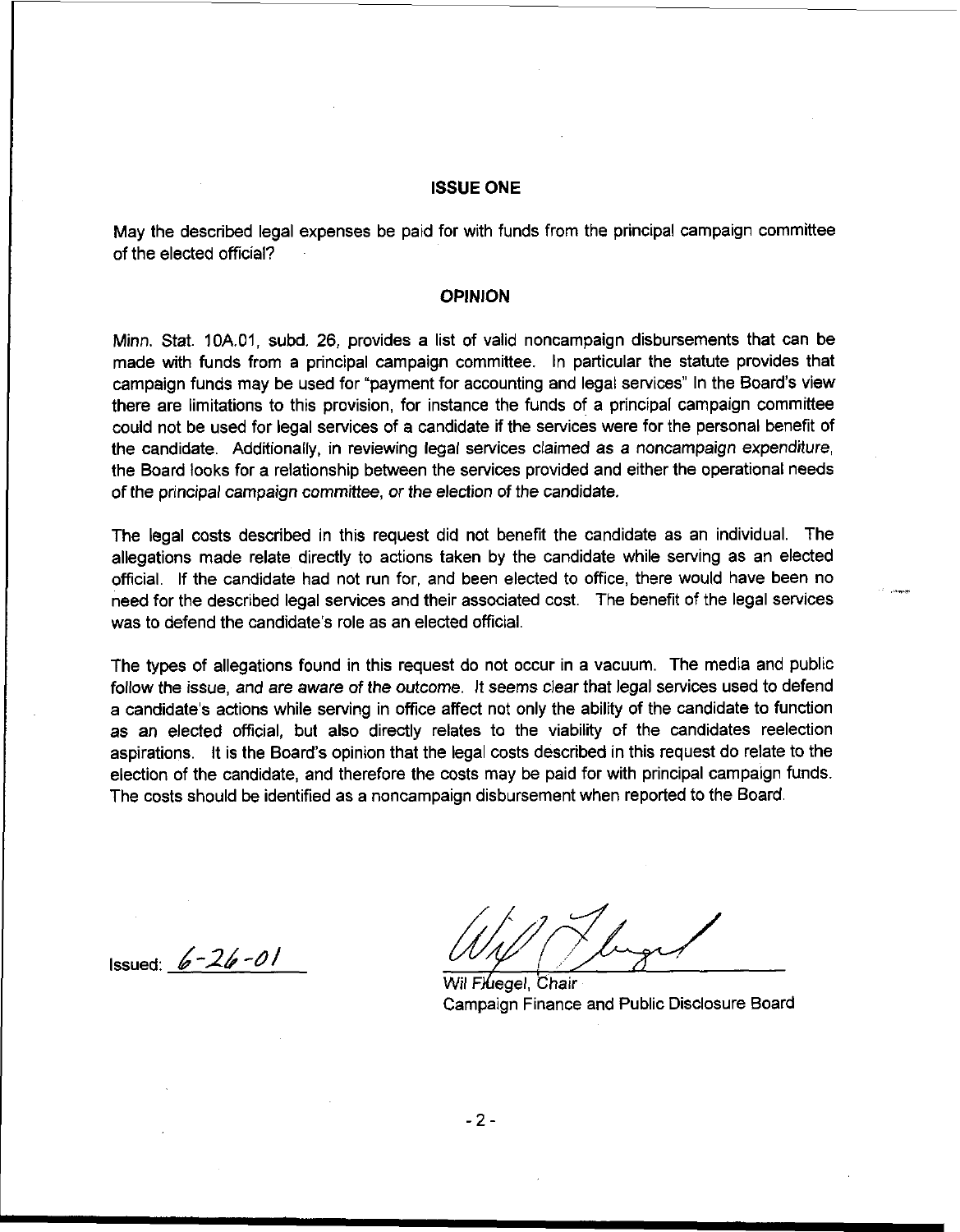## ISSUE ONE

May the described legal expenses be paid for with funds from the principal campaign committee of the elected official?

## OPINION

Minn. Stat. 10A.01, subd. 26, provides a list of valid noncampaign disbursements that can be made with funds from a principal campaign committee. In particular the statute provides that campaign funds may be used for "payment for accounting and legal services" In the Board's view there are limitations to this provision, for instance the funds of a principal campaign committee could not be used for legal services of a candidate if the services were for the personal benefit of the candidate. Additionally, in reviewing legal services claimed as a noncampaign expenditure, the Board looks for a relationship between the services provided and either the operational needs of the principal campaign committee, or the election of the candidate.

The legal costs described in this request did not benefit the candidate as an individual. The allegations made relate directly to actions taken by the candidate while serving as an elected official. If the candidate had not run for, and been elected to office, there would have been no need for the described legal services and their associated cost. The benefit of the legal services was to defend the candidate's role as an elected official.

The types of allegations found in this request do not occur in a vacuum. The media and public follow the issue, and are aware of the outcome. It seems clear that legal services used to defend a candidate's actions while serving in office affect not only the ability of the candidate to function as an elected official, but also directly relates to the viability of the candidates reelection aspirations. It is the Board's opinion that the legal costs described in this request do relate to the election of the candidate, and therefore the costs may be paid for with principal campaign funds. The costs should be identified as a noncampaign disbursement when reported to the Board.

Issued: 6-26-01

Wil Fluegel, Chair
Campaign Finance and Public Disclosure Board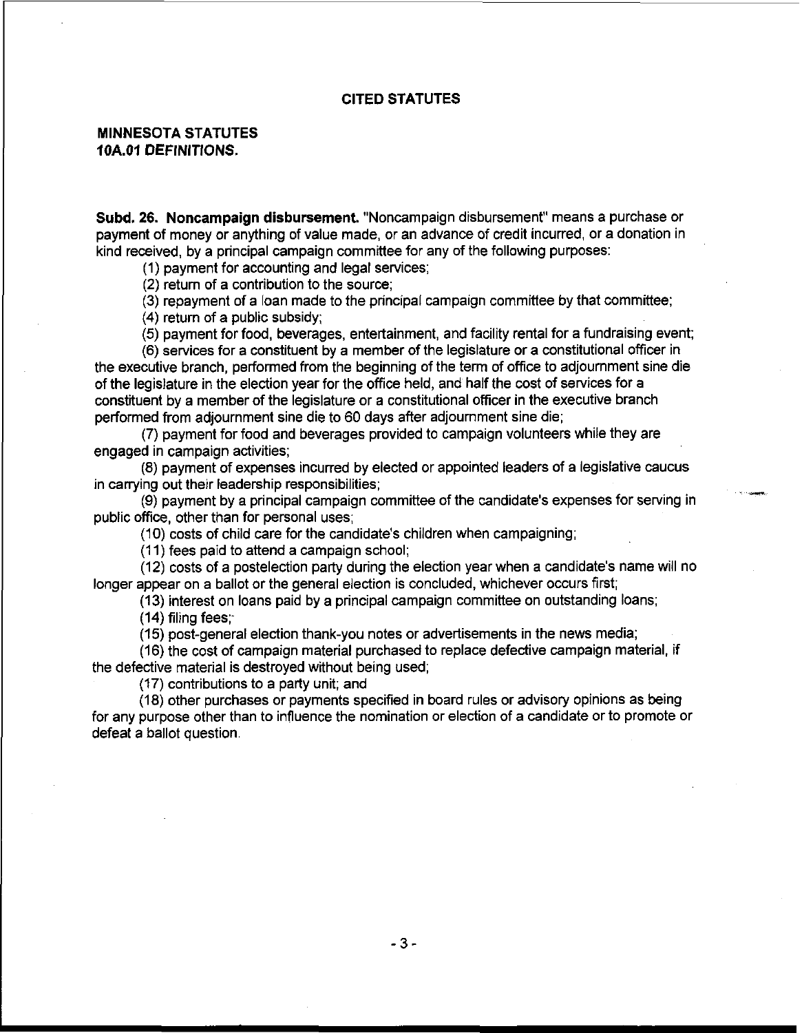## CITED STATUTES

### MINNESOTA STATUTES
### 10A.01 DEFINITIONS.

**Subd. 26. Noncampaign disbursement.** "Noncampaign disbursement" means a purchase or payment of money or anything of value made, or an advance of credit incurred, or a donation in kind received, by a principal campaign committee for any of the following purposes:

(1) payment for accounting and legal services;

(2) return of a contribution to the source;

(3) repayment of a loan made to the principal campaign committee by that committee;

(4) return of a public subsidy;

(5) payment for food, beverages, entertainment, and facility rental for a fundraising event;

(6) services for a constituent by a member of the legislature or a constitutional officer in the executive branch, performed from the beginning of the term of office to adjournment sine die of the legislature in the election year for the office held, and half the cost of services for a constituent by a member of the legislature or a constitutional officer in the executive branch performed from adjournment sine die to 60 days after adjournment sine die;

(7) payment for food and beverages provided to campaign volunteers while they are engaged in campaign activities;

(8) payment of expenses incurred by elected or appointed leaders of a legislative caucus in carrying out their leadership responsibilities;

(9) payment by a principal campaign committee of the candidate's expenses for serving in public office, other than for personal uses;

(10) costs of child care for the candidate's children when campaigning;

(11) fees paid to attend a campaign school;

(12) costs of a postelection party during the election year when a candidate's name will no longer appear on a ballot or the general election is concluded, whichever occurs first;

(13) interest on loans paid by a principal campaign committee on outstanding loans;

(14) filing fees;

(15) post-general election thank-you notes or advertisements in the news media;

(16) the cost of campaign material purchased to replace defective campaign material, if the defective material is destroyed without being used;

(17) contributions to a party unit; and

(18) other purchases or payments specified in board rules or advisory opinions as being for any purpose other than to influence the nomination or election of a candidate or to promote or defeat a ballot question.